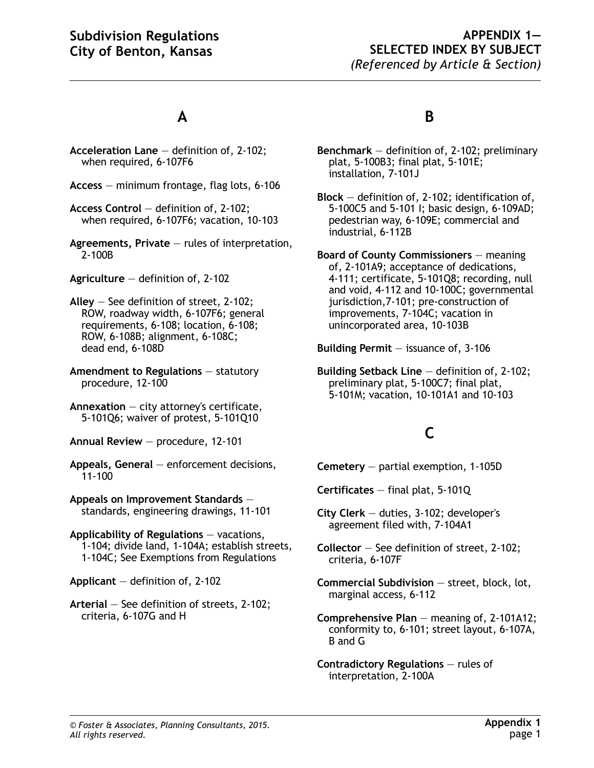# APPENDIX 1— SELECTED INDEX BY SUBJECT

*(Referenced by Article & Section)*

## A

**Acceleration Lane** — definition of, 2-102; when required, 6-107F6

**Access** — minimum frontage, flag lots, 6-106

**Access Control** — definition of, 2-102; when required, 6-107F6; vacation, 10-103

**Agreements, Private** — rules of interpretation, 2-100B

**Agriculture** — definition of, 2-102

**Alley** — See definition of street, 2-102; ROW, roadway width, 6-107F6; general requirements, 6-108; location, 6-108; ROW, 6-108B; alignment, 6-108C; dead end, 6-108D

**Amendment to Regulations** — statutory procedure, 12-100

**Annexation** — city attorney's certificate, 5-101Q6; waiver of protest, 5-101Q10

**Annual Review** — procedure, 12-101

**Appeals, General** — enforcement decisions, 11-100

**Appeals on Improvement Standards** — standards, engineering drawings, 11-101

**Applicability of Regulations** — vacations, 1-104; divide land, 1-104A; establish streets, 1-104C; See Exemptions from Regulations

**Applicant** — definition of, 2-102

**Arterial** — See definition of streets, 2-102; criteria, 6-107G and H

## B

**Benchmark** — definition of, 2-102; preliminary plat, 5-100B3; final plat, 5-101E; installation, 7-101J

**Block** — definition of, 2-102; identification of, 5-100C5 and 5-101 I; basic design, 6-109AD; pedestrian way, 6-109E; commercial and industrial, 6-112B

**Board of County Commissioners** — meaning of, 2-101A9; acceptance of dedications, 4-111; certificate, 5-101Q8; recording, null and void, 4-112 and 10-100C; governmental jurisdiction,7-101; pre-construction of improvements, 7-104C; vacation in unincorporated area, 10-103B

**Building Permit** — issuance of, 3-106

**Building Setback Line** — definition of, 2-102; preliminary plat, 5-100C7; final plat, 5-101M; vacation, 10-101A1 and 10-103

## C

**Cemetery** — partial exemption, 1-105D

**Certificates** — final plat, 5-101Q

**City Clerk** — duties, 3-102; developer's agreement filed with, 7-104A1

**Collector** — See definition of street, 2-102; criteria, 6-107F

**Commercial Subdivision** — street, block, lot, marginal access, 6-112

**Comprehensive Plan** — meaning of, 2-101A12; conformity to, 6-101; street layout, 6-107A, B and G

**Contradictory Regulations** — rules of interpretation, 2-100A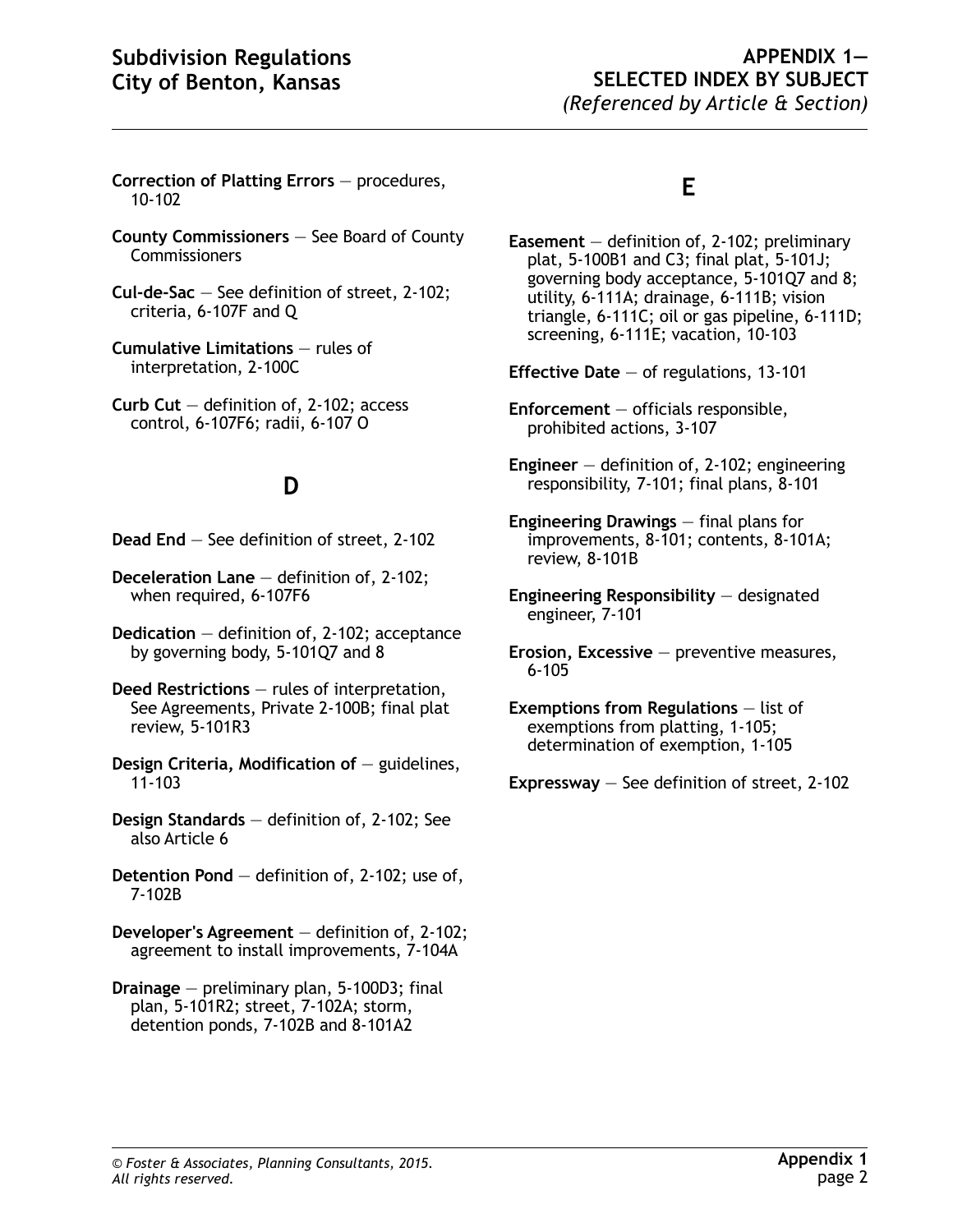**Correction of Platting Errors** — procedures, 10-102

**County Commissioners** — See Board of County Commissioners

**Cul-de-Sac** — See definition of street, 2-102; criteria, 6-107F and Q

**Cumulative Limitations** — rules of interpretation, 2-100C

**Curb Cut** — definition of, 2-102; access control, 6-107F6; radii, 6-107 O

## D

**Dead End** — See definition of street, 2-102

**Deceleration Lane** — definition of, 2-102; when required, 6-107F6

**Dedication** — definition of, 2-102; acceptance by governing body, 5-101Q7 and 8

**Deed Restrictions** — rules of interpretation, See Agreements, Private 2-100B; final plat review, 5-101R3

**Design Criteria, Modification of** — guidelines, 11-103

**Design Standards** — definition of, 2-102; See also Article 6

**Detention Pond** — definition of, 2-102; use of, 7-102B

**Developer's Agreement** — definition of, 2-102; agreement to install improvements, 7-104A

**Drainage** — preliminary plan, 5-100D3; final plan, 5-101R2; street, 7-102A; storm, detention ponds, 7-102B and 8-101A2

## E

**Easement** — definition of, 2-102; preliminary plat, 5-100B1 and C3; final plat, 5-101J; governing body acceptance, 5-101Q7 and 8; utility, 6-111A; drainage, 6-111B; vision triangle, 6-111C; oil or gas pipeline, 6-111D; screening, 6-111E; vacation, 10-103

**Effective Date** — of regulations, 13-101

**Enforcement** — officials responsible, prohibited actions, 3-107

**Engineer** — definition of, 2-102; engineering responsibility, 7-101; final plans, 8-101

**Engineering Drawings** — final plans for improvements, 8-101; contents, 8-101A; review, 8-101B

**Engineering Responsibility** — designated engineer, 7-101

**Erosion, Excessive** — preventive measures, 6-105

**Exemptions from Regulations** — list of exemptions from platting, 1-105; determination of exemption, 1-105

**Expressway** — See definition of street, 2-102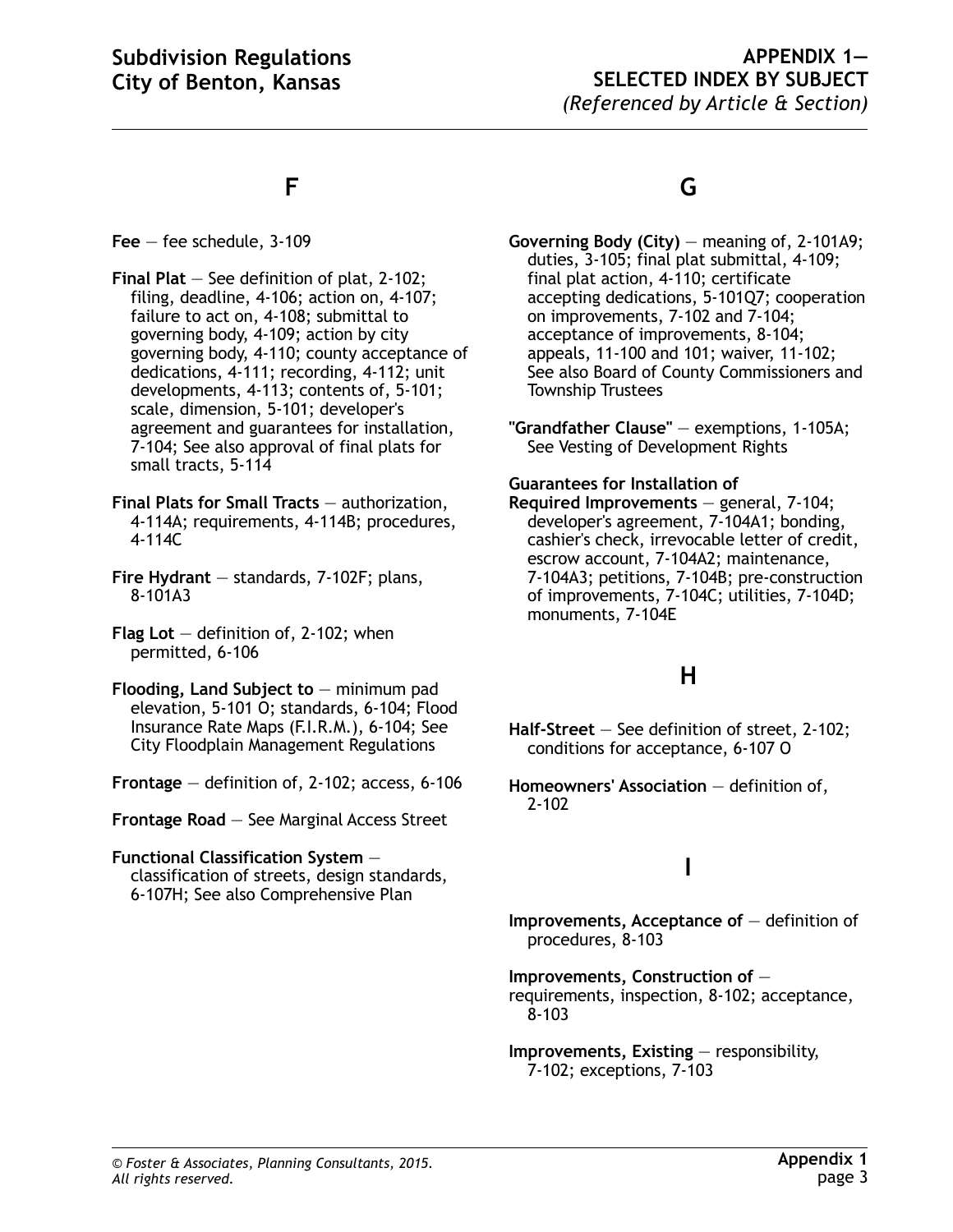## F

**Fee** — fee schedule, 3-109

**Final Plat** — See definition of plat, 2-102; filing, deadline, 4-106; action on, 4-107; failure to act on, 4-108; submittal to governing body, 4-109; action by city governing body, 4-110; county acceptance of dedications, 4-111; recording, 4-112; unit developments, 4-113; contents of, 5-101; scale, dimension, 5-101; developer's agreement and guarantees for installation, 7-104; See also approval of final plats for small tracts, 5-114

**Final Plats for Small Tracts** — authorization, 4-114A; requirements, 4-114B; procedures, 4-114C

**Fire Hydrant** — standards, 7-102F; plans, 8-101A3

**Flag Lot** — definition of, 2-102; when permitted, 6-106

**Flooding, Land Subject to** — minimum pad elevation, 5-101 O; standards, 6-104; Flood Insurance Rate Maps (F.I.R.M.), 6-104; See City Floodplain Management Regulations

**Frontage** — definition of, 2-102; access, 6-106

**Frontage Road** — See Marginal Access Street

**Functional Classification System** — classification of streets, design standards, 6-107H; See also Comprehensive Plan

## G

**Governing Body (City)** — meaning of, 2-101A9; duties, 3-105; final plat submittal, 4-109; final plat action, 4-110; certificate accepting dedications, 5-101Q7; cooperation on improvements, 7-102 and 7-104; acceptance of improvements, 8-104; appeals, 11-100 and 101; waiver, 11-102; See also Board of County Commissioners and Township Trustees

**"Grandfather Clause"** — exemptions, 1-105A; See Vesting of Development Rights

**Guarantees for Installation of Required Improvements** — general, 7-104; developer's agreement, 7-104A1; bonding, cashier's check, irrevocable letter of credit, escrow account, 7-104A2; maintenance, 7-104A3; petitions, 7-104B; pre-construction of improvements, 7-104C; utilities, 7-104D; monuments, 7-104E

## H

**Half-Street** — See definition of street, 2-102; conditions for acceptance, 6-107 O

**Homeowners' Association** — definition of, 2-102

## I

**Improvements, Acceptance of** — definition of procedures, 8-103

**Improvements, Construction of** — requirements, inspection, 8-102; acceptance, 8-103

**Improvements, Existing** — responsibility, 7-102; exceptions, 7-103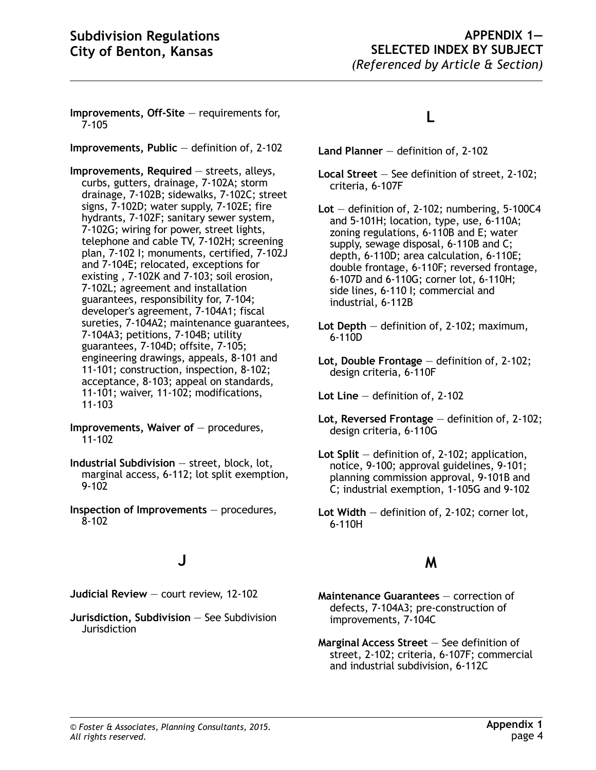**Improvements, Off-Site** — requirements for, 7-105

**Improvements, Public** — definition of, 2-102

**Improvements, Required** — streets, alleys, curbs, gutters, drainage, 7-102A; storm drainage, 7-102B; sidewalks, 7-102C; street signs, 7-102D; water supply, 7-102E; fire hydrants, 7-102F; sanitary sewer system, 7-102G; wiring for power, street lights, telephone and cable TV, 7-102H; screening plan, 7-102 I; monuments, certified, 7-102J and 7-104E; relocated, exceptions for existing , 7-102K and 7-103; soil erosion, 7-102L; agreement and installation guarantees, responsibility for, 7-104; developer's agreement, 7-104A1; fiscal sureties, 7-104A2; maintenance guarantees, 7-104A3; petitions, 7-104B; utility guarantees, 7-104D; offsite, 7-105; engineering drawings, appeals, 8-101 and 11-101; construction, inspection, 8-102; acceptance, 8-103; appeal on standards, 11-101; waiver, 11-102; modifications, 11-103

**Improvements, Waiver of** — procedures, 11-102

**Industrial Subdivision** — street, block, lot, marginal access, 6-112; lot split exemption, 9-102

**Inspection of Improvements** — procedures, 8-102

## J

**Judicial Review** — court review, 12-102

**Jurisdiction, Subdivision** — See Subdivision Jurisdiction

## L

**Land Planner** — definition of, 2-102

**Local Street** — See definition of street, 2-102; criteria, 6-107F

**Lot** — definition of, 2-102; numbering, 5-100C4 and 5-101H; location, type, use, 6-110A; zoning regulations, 6-110B and E; water supply, sewage disposal, 6-110B and C; depth, 6-110D; area calculation, 6-110E; double frontage, 6-110F; reversed frontage, 6-107D and 6-110G; corner lot, 6-110H; side lines, 6-110 I; commercial and industrial, 6-112B

**Lot Depth** — definition of, 2-102; maximum, 6-110D

**Lot, Double Frontage** — definition of, 2-102; design criteria, 6-110F

**Lot Line** — definition of, 2-102

**Lot, Reversed Frontage** — definition of, 2-102; design criteria, 6-110G

**Lot Split** — definition of, 2-102; application, notice, 9-100; approval guidelines, 9-101; planning commission approval, 9-101B and C; industrial exemption, 1-105G and 9-102

**Lot Width** — definition of, 2-102; corner lot, 6-110H

## M

**Maintenance Guarantees** — correction of defects, 7-104A3; pre-construction of improvements, 7-104C

**Marginal Access Street** — See definition of street, 2-102; criteria, 6-107F; commercial and industrial subdivision, 6-112C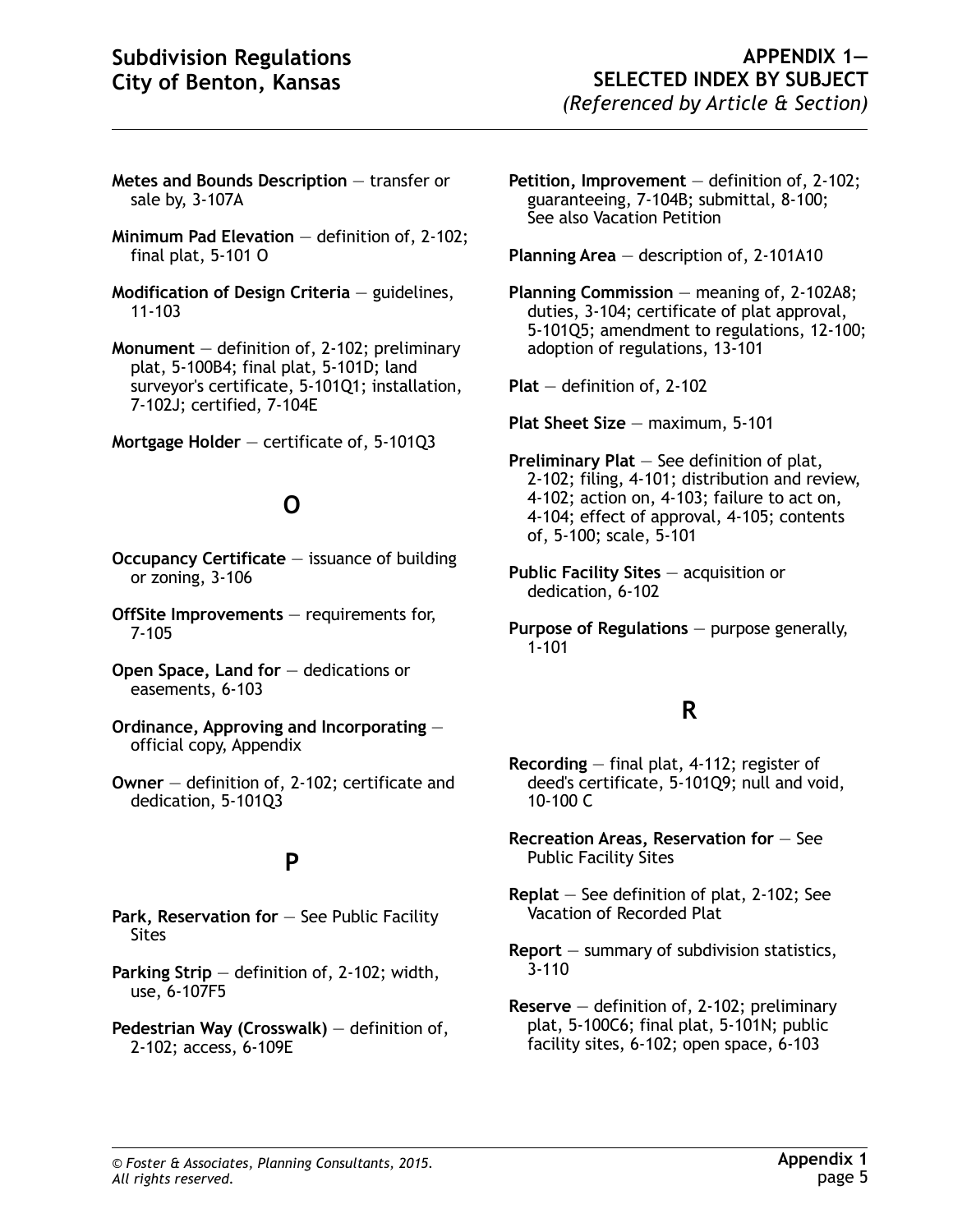**Metes and Bounds Description** — transfer or sale by, 3-107A

**Minimum Pad Elevation** — definition of, 2-102; final plat, 5-101 O

**Modification of Design Criteria** — guidelines, 11-103

**Monument** — definition of, 2-102; preliminary plat, 5-100B4; final plat, 5-101D; land surveyor's certificate, 5-101Q1; installation, 7-102J; certified, 7-104E

**Mortgage Holder** — certificate of, 5-101Q3

## O

**Occupancy Certificate** — issuance of building or zoning, 3-106

**OffSite Improvements** — requirements for, 7-105

**Open Space, Land for** — dedications or easements, 6-103

**Ordinance, Approving and Incorporating** — official copy, Appendix

**Owner** — definition of, 2-102; certificate and dedication, 5-101Q3

## P

**Park, Reservation for** — See Public Facility Sites

**Parking Strip** — definition of, 2-102; width, use, 6-107F5

**Pedestrian Way (Crosswalk)** — definition of, 2-102; access, 6-109E

**Petition, Improvement** — definition of, 2-102; guaranteeing, 7-104B; submittal, 8-100; See also Vacation Petition

**Planning Area** — description of, 2-101A10

**Planning Commission** — meaning of, 2-102A8; duties, 3-104; certificate of plat approval, 5-101Q5; amendment to regulations, 12-100; adoption of regulations, 13-101

**Plat** — definition of, 2-102

**Plat Sheet Size** — maximum, 5-101

**Preliminary Plat** — See definition of plat, 2-102; filing, 4-101; distribution and review, 4-102; action on, 4-103; failure to act on, 4-104; effect of approval, 4-105; contents of, 5-100; scale, 5-101

**Public Facility Sites** — acquisition or dedication, 6-102

**Purpose of Regulations** — purpose generally, 1-101

## R

**Recording** — final plat, 4-112; register of deed's certificate, 5-101Q9; null and void, 10-100 C

**Recreation Areas, Reservation for** — See Public Facility Sites

**Replat** — See definition of plat, 2-102; See Vacation of Recorded Plat

**Report** — summary of subdivision statistics, 3-110

**Reserve** — definition of, 2-102; preliminary plat, 5-100C6; final plat, 5-101N; public facility sites, 6-102; open space, 6-103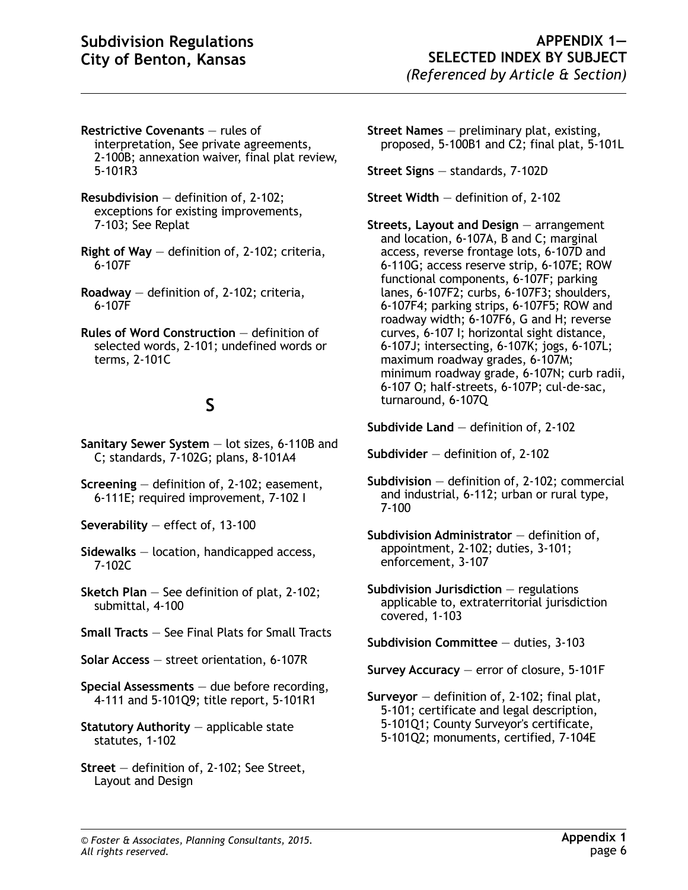**Restrictive Covenants** — rules of interpretation, See private agreements, 2-100B; annexation waiver, final plat review, 5-101R3

**Resubdivision** — definition of, 2-102; exceptions for existing improvements, 7-103; See Replat

**Right of Way** — definition of, 2-102; criteria, 6-107F

**Roadway** — definition of, 2-102; criteria, 6-107F

**Rules of Word Construction** — definition of selected words, 2-101; undefined words or terms, 2-101C

## S

**Sanitary Sewer System** — lot sizes, 6-110B and C; standards, 7-102G; plans, 8-101A4

**Screening** — definition of, 2-102; easement, 6-111E; required improvement, 7-102 I

**Severability** — effect of, 13-100

**Sidewalks** — location, handicapped access, 7-102C

**Sketch Plan** — See definition of plat, 2-102; submittal, 4-100

**Small Tracts** — See Final Plats for Small Tracts

**Solar Access** — street orientation, 6-107R

**Special Assessments** — due before recording, 4-111 and 5-101Q9; title report, 5-101R1

**Statutory Authority** — applicable state statutes, 1-102

**Street** — definition of, 2-102; See Street, Layout and Design

**Street Names** — preliminary plat, existing, proposed, 5-100B1 and C2; final plat, 5-101L

**Street Signs** — standards, 7-102D

**Street Width** — definition of, 2-102

**Streets, Layout and Design** — arrangement and location, 6-107A, B and C; marginal access, reverse frontage lots, 6-107D and 6-110G; access reserve strip, 6-107E; ROW functional components, 6-107F; parking lanes, 6-107F2; curbs, 6-107F3; shoulders, 6-107F4; parking strips, 6-107F5; ROW and roadway width; 6-107F6, G and H; reverse curves, 6-107 I; horizontal sight distance, 6-107J; intersecting, 6-107K; jogs, 6-107L; maximum roadway grades, 6-107M; minimum roadway grade, 6-107N; curb radii, 6-107 O; half-streets, 6-107P; cul-de-sac, turnaround, 6-107Q

**Subdivide Land** — definition of, 2-102

**Subdivider** — definition of, 2-102

**Subdivision** — definition of, 2-102; commercial and industrial, 6-112; urban or rural type, 7-100

**Subdivision Administrator** — definition of, appointment, 2-102; duties, 3-101; enforcement, 3-107

**Subdivision Jurisdiction** — regulations applicable to, extraterritorial jurisdiction covered, 1-103

**Subdivision Committee** — duties, 3-103

**Survey Accuracy** — error of closure, 5-101F

**Surveyor** — definition of, 2-102; final plat, 5-101; certificate and legal description, 5-101Q1; County Surveyor's certificate, 5-101Q2; monuments, certified, 7-104E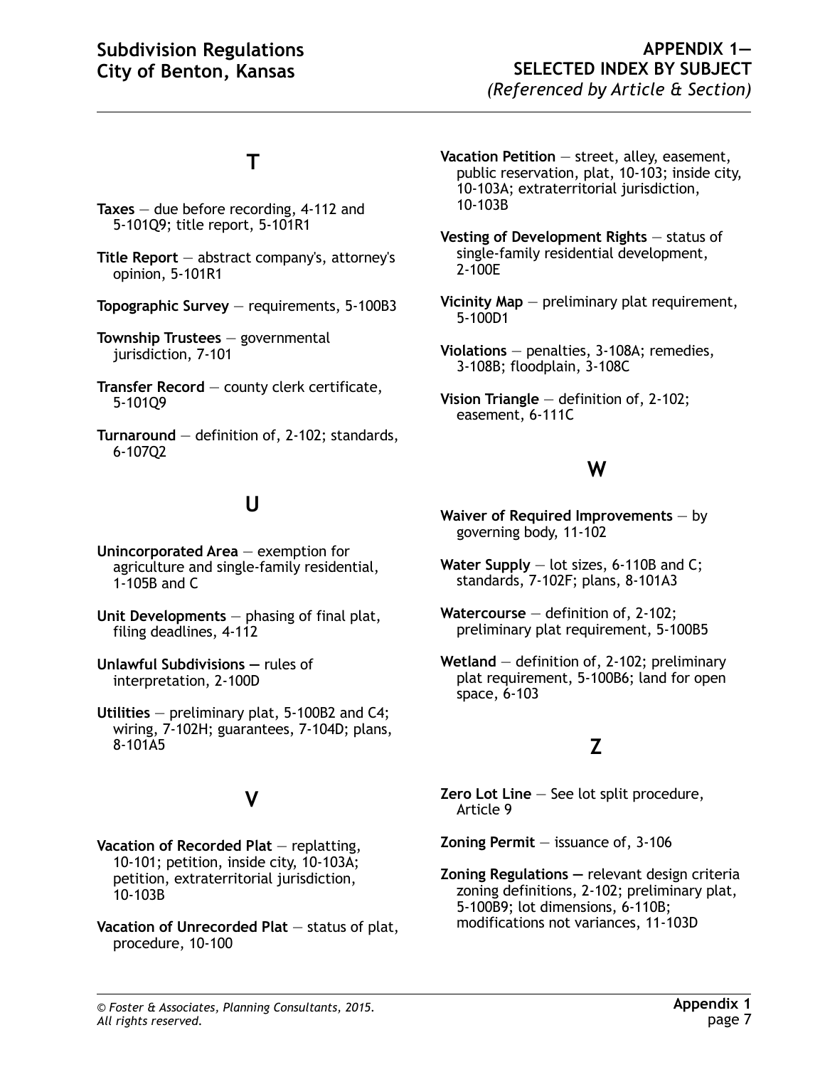## T

**Taxes** — due before recording, 4-112 and 5-101Q9; title report, 5-101R1

**Title Report** — abstract company's, attorney's opinion, 5-101R1

**Topographic Survey** — requirements, 5-100B3

**Township Trustees** — governmental jurisdiction, 7-101

**Transfer Record** — county clerk certificate, 5-101Q9

**Turnaround** — definition of, 2-102; standards, 6-107Q2

## U

**Unincorporated Area** — exemption for agriculture and single-family residential, 1-105B and C

**Unit Developments** — phasing of final plat, filing deadlines, 4-112

**Unlawful Subdivisions —** rules of interpretation, 2-100D

**Utilities** — preliminary plat, 5-100B2 and C4; wiring, 7-102H; guarantees, 7-104D; plans, 8-101A5

## V

**Vacation of Recorded Plat** — replatting, 10-101; petition, inside city, 10-103A; petition, extraterritorial jurisdiction, 10-103B

**Vacation of Unrecorded Plat** — status of plat, procedure, 10-100

**Vacation Petition** — street, alley, easement, public reservation, plat, 10-103; inside city, 10-103A; extraterritorial jurisdiction, 10-103B

**Vesting of Development Rights** — status of single-family residential development, 2-100E

**Vicinity Map** — preliminary plat requirement, 5-100D1

**Violations** — penalties, 3-108A; remedies, 3-108B; floodplain, 3-108C

**Vision Triangle** — definition of, 2-102; easement, 6-111C

## W

**Waiver of Required Improvements** — by governing body, 11-102

**Water Supply** — lot sizes, 6-110B and C; standards, 7-102F; plans, 8-101A3

**Watercourse** — definition of, 2-102; preliminary plat requirement, 5-100B5

**Wetland** — definition of, 2-102; preliminary plat requirement, 5-100B6; land for open space, 6-103

## Z

**Zero Lot Line** — See lot split procedure, Article 9

**Zoning Permit** — issuance of, 3-106

**Zoning Regulations —** relevant design criteria zoning definitions, 2-102; preliminary plat, 5-100B9; lot dimensions, 6-110B; modifications not variances, 11-103D

*© Foster & Associates, Planning Consultants, 2015. All rights reserved.*